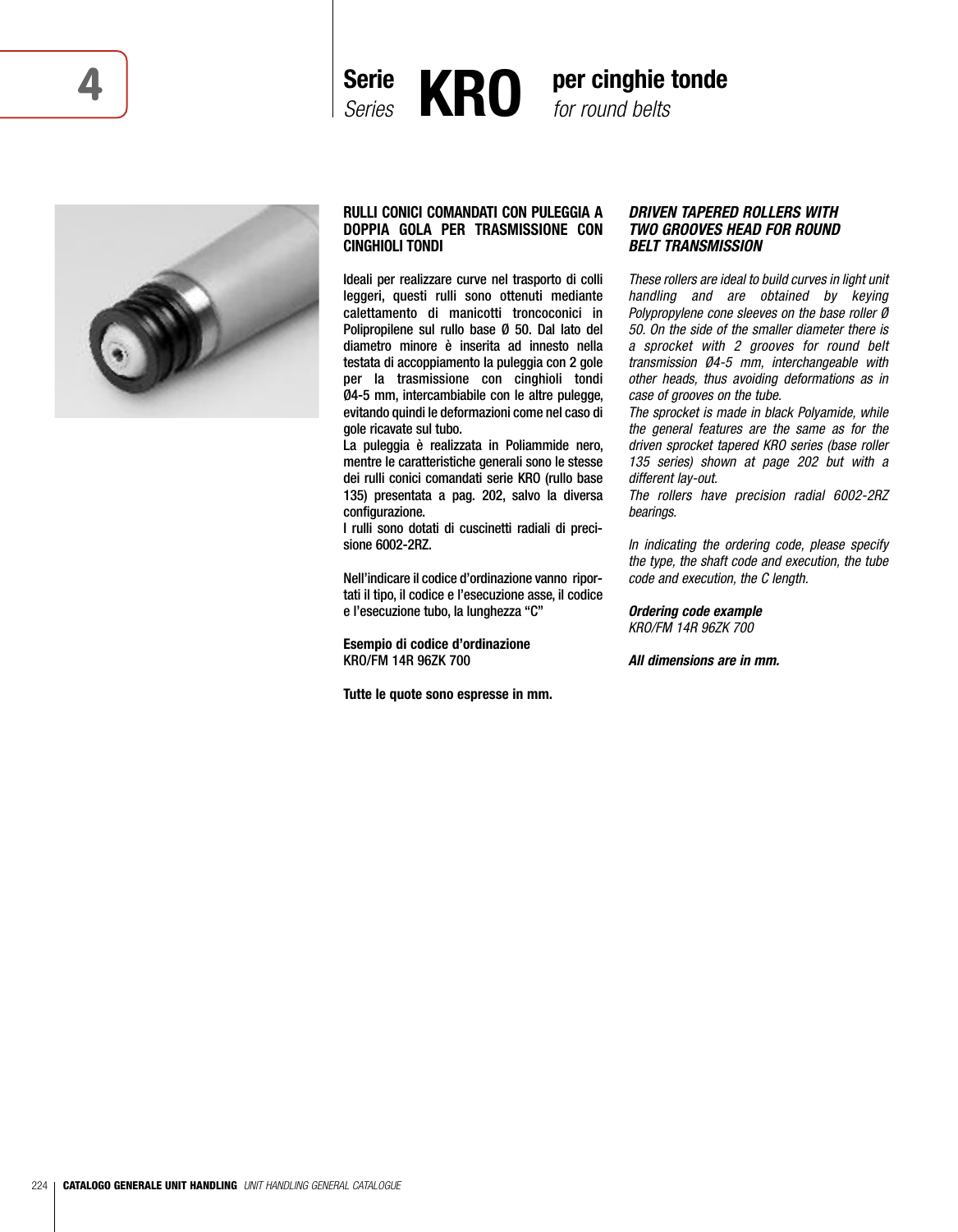# Serie KRO per cinghie tonde

*Series KRO for round belts*

**RULLI CONICI COMANDATI CON PULEGGIA A DOPPIA GOLA PER TRASMISSIONE CON CINGHIOLI TONDI**

Ideali per realizzare curve nel trasporto di colli leggeri, questi rulli sono ottenuti mediante calettamento di manicotti troncoconici in Polipropilene sul rullo base Ø 50. Dal lato del diametro minore è inserita ad innesto nella testata di accoppiamento la puleggia con 2 gole per la trasmissione con cinghioli tondi Ø4-5 mm, intercambiabile con le altre pulegge, evitando quindi le deformazioni come nel caso di gole ricavate sul tubo.
La puleggia è realizzata in Poliammide nero, mentre le caratteristiche generali sono le stesse dei rulli conici comandati serie KRO (rullo base 135) presentata a pag. 202, salvo la diversa configurazione.
I rulli sono dotati di cuscinetti radiali di precisione 6002-2RZ.

Nell'indicare il codice d'ordinazione vanno riportati il tipo, il codice e l'esecuzione asse, il codice e l'esecuzione tubo, la lunghezza "C"

**Esempio di codice d'ordinazione**
KRO/FM 14R 96ZK 700

**Tutte le quote sono espresse in mm.**

***DRIVEN TAPERED ROLLERS WITH TWO GROOVES HEAD FOR ROUND BELT TRANSMISSION***

*These rollers are ideal to build curves in light unit handling and are obtained by keying Polypropylene cone sleeves on the base roller Ø 50. On the side of the smaller diameter there is a sprocket with 2 grooves for round belt transmission Ø4-5 mm, interchangeable with other heads, thus avoiding deformations as in case of grooves on the tube.*
*The sprocket is made in black Polyamide, while the general features are the same as for the driven sprocket tapered KRO series (base roller 135 series) shown at page 202 but with a different lay-out.*
*The rollers have precision radial 6002-2RZ bearings.*

*In indicating the ordering code, please specify the type, the shaft code and execution, the tube code and execution, the C length.*

***Ordering code example***
*KRO/FM 14R 96ZK 700*

***All dimensions are in mm.***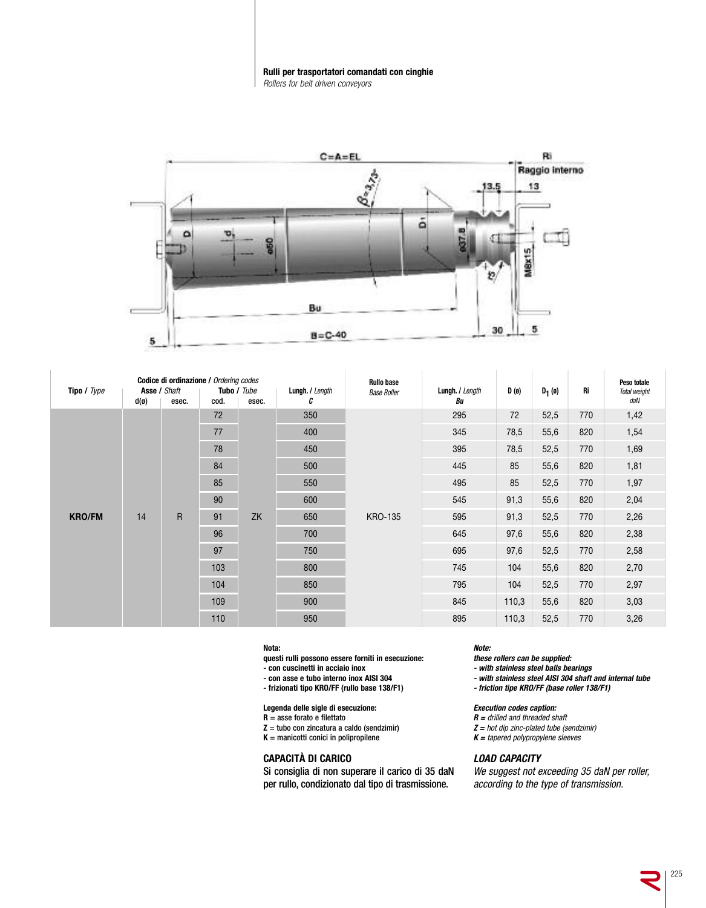**Rulli per trasportatori comandati con cinghie**
*Rollers for belt driven conveyors*

C=A=EL
Ri
Raggio interno
13.5
13
β=3,73°
D
d
ø50
D1
ø37.8
M8x15
r5
Bu
B=C-40
30
5
5

| Tipo / *Type* | Codice di ordinazione / *Ordering codes* Asse / *Shaft* | | Tubo / *Tube* | | Lungh. / *Length* | Rullo base *Base Roller* | Lungh. / *Length* | D (ø) | $D_1$ (ø) | Ri | Peso totale *Total weight* |
|---|---|---|---|---|---|---|---|---|---|---|---|
| | d(ø) | esec. | cod. | esec. | *C* | | *Bu* | | | | *daN* |
| **KRO/FM** | 14 | R | 72 | ZK | 350 | KRO-135 | 295 | 72 | 52,5 | 770 | 1,42 |
| | | | 77 | | 400 | | 345 | 78,5 | 55,6 | 820 | 1,54 |
| | | | 78 | | 450 | | 395 | 78,5 | 52,5 | 770 | 1,69 |
| | | | 84 | | 500 | | 445 | 85 | 55,6 | 820 | 1,81 |
| | | | 85 | | 550 | | 495 | 85 | 52,5 | 770 | 1,97 |
| | | | 90 | | 600 | | 545 | 91,3 | 55,6 | 820 | 2,04 |
| | | | 91 | | 650 | | 595 | 91,3 | 52,5 | 770 | 2,26 |
| | | | 96 | | 700 | | 645 | 97,6 | 55,6 | 820 | 2,38 |
| | | | 97 | | 750 | | 695 | 97,6 | 52,5 | 770 | 2,58 |
| | | | 103 | | 800 | | 745 | 104 | 55,6 | 820 | 2,70 |
| | | | 104 | | 850 | | 795 | 104 | 52,5 | 770 | 2,97 |
| | | | 109 | | 900 | | 845 | 110,3 | 55,6 | 820 | 3,03 |
| | | | 110 | | 950 | | 895 | 110,3 | 52,5 | 770 | 3,26 |

**Nota:**
**questi rulli possono essere forniti in esecuzione:**
**- con cuscinetti in acciaio inox**
**- con asse e tubo interno inox AISI 304**
**- frizionati tipo KRO/FF (rullo base 138/F1)**

**Legenda delle sigle di esecuzione:**
**R** = asse forato e filettato
**Z** = tubo con zincatura a caldo (sendzimir)
**K** = manicotti conici in polipropilene

## CAPACITÀ DI CARICO

Si consiglia di non superare il carico di 35 daN per rullo, condizionato dal tipo di trasmissione.

***Note:***
***these rollers can be supplied:***
***- with stainless steel balls bearings***
***- with stainless steel AISI 304 shaft and internal tube***
***- friction tipe KRO/FF (base roller 138/F1)***

***Execution codes caption:***
***R =*** *drilled and threaded shaft*
***Z =*** *hot dip zinc-plated tube (sendzimir)*
***K =*** *tapered polypropylene sleeves*

## *LOAD CAPACITY*

*We suggest not exceeding 35 daN per roller, according to the type of transmission.*